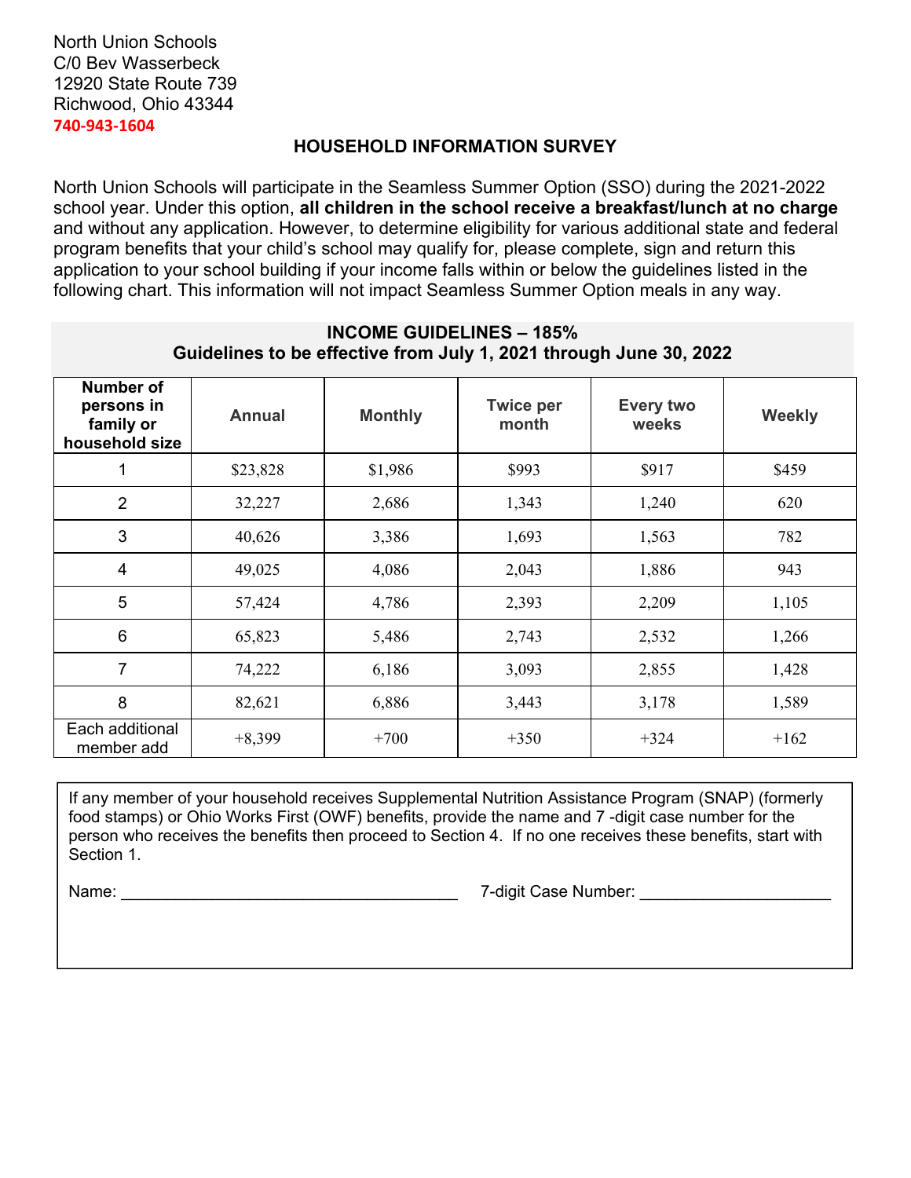North Union Schools
C/0 Bev Wasserbeck
12920 State Route 739
Richwood, Ohio 43344
740-943-1604

## HOUSEHOLD INFORMATION SURVEY

North Union Schools will participate in the Seamless Summer Option (SSO) during the 2021-2022 school year. Under this option, **all children in the school receive a breakfast/lunch at no charge** and without any application. However, to determine eligibility for various additional state and federal program benefits that your child's school may qualify for, please complete, sign and return this application to your school building if your income falls within or below the guidelines listed in the following chart. This information will not impact Seamless Summer Option meals in any way.

**INCOME GUIDELINES – 185%**
**Guidelines to be effective from July 1, 2021 through June 30, 2022**

| Number of persons in family or household size | Annual | Monthly | Twice per month | Every two weeks | Weekly |
|---|---|---|---|---|---|
| 1 | $23,828 | $1,986 | $993 | $917 | $459 |
| 2 | 32,227 | 2,686 | 1,343 | 1,240 | 620 |
| 3 | 40,626 | 3,386 | 1,693 | 1,563 | 782 |
| 4 | 49,025 | 4,086 | 2,043 | 1,886 | 943 |
| 5 | 57,424 | 4,786 | 2,393 | 2,209 | 1,105 |
| 6 | 65,823 | 5,486 | 2,743 | 2,532 | 1,266 |
| 7 | 74,222 | 6,186 | 3,093 | 2,855 | 1,428 |
| 8 | 82,621 | 6,886 | 3,443 | 3,178 | 1,589 |
| Each additional member add | +8,399 | +700 | +350 | +324 | +162 |

If any member of your household receives Supplemental Nutrition Assistance Program (SNAP) (formerly food stamps) or Ohio Works First (OWF) benefits, provide the name and 7 -digit case number for the person who receives the benefits then proceed to Section 4. If no one receives these benefits, start with Section 1.

Name: ______________________________________ 7-digit Case Number: _____________________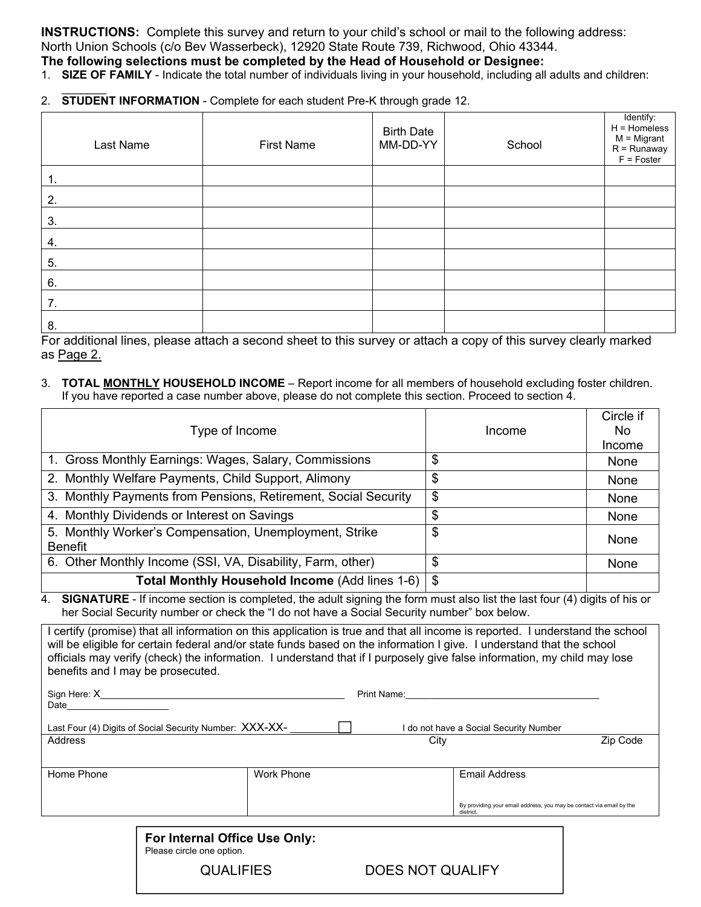**INSTRUCTIONS:** Complete this survey and return to your child's school or mail to the following address: North Union Schools (c/o Bev Wasserbeck), 12920 State Route 739, Richwood, Ohio 43344.

**The following selections must be completed by the Head of Household or Designee:**

1. **SIZE OF FAMILY** - Indicate the total number of individuals living in your household, including all adults and children: _______

2. **STUDENT INFORMATION** - Complete for each student Pre-K through grade 12.

| Last Name | First Name | Birth Date MM-DD-YY | School | Identify: H = Homeless M = Migrant R = Runaway F = Foster |
|---|---|---|---|---|
| 1. | | | | |
| 2. | | | | |
| 3. | | | | |
| 4. | | | | |
| 5. | | | | |
| 6. | | | | |
| 7. | | | | |
| 8. | | | | |

For additional lines, please attach a second sheet to this survey or attach a copy of this survey clearly marked as Page 2.

3. **TOTAL MONTHLY HOUSEHOLD INCOME** – Report income for all members of household excluding foster children. If you have reported a case number above, please do not complete this section. Proceed to section 4.

| Type of Income | Income | Circle if No Income |
|---|---|---|
| 1. Gross Monthly Earnings: Wages, Salary, Commissions | $ | None |
| 2. Monthly Welfare Payments, Child Support, Alimony | $ | None |
| 3. Monthly Payments from Pensions, Retirement, Social Security | $ | None |
| 4. Monthly Dividends or Interest on Savings | $ | None |
| 5. Monthly Worker's Compensation, Unemployment, Strike Benefit | $ | None |
| 6. Other Monthly Income (SSI, VA, Disability, Farm, other) | $ | None |
| **Total Monthly Household Income** (Add lines 1-6) | $ | |

4. **SIGNATURE** - If income section is completed, the adult signing the form must also list the last four (4) digits of his or her Social Security number or check the "I do not have a Social Security number" box below.

I certify (promise) that all information on this application is true and that all income is reported. I understand the school will be eligible for certain federal and/or state funds based on the information I give. I understand that the school officials may verify (check) the information. I understand that if I purposely give false information, my child may lose benefits and I may be prosecuted.

Sign Here: X_______________________________________________ Print Name:_________________________________________

Date____________________

Last Four (4) Digits of Social Security Number: XXX-XX- ________ ☐ I do not have a Social Security Number

| Address | | City | Zip Code |
|---|---|---|---|
| Home Phone | Work Phone | Email Address<br>By providing your email address, you may be contact via email by the district. | |

**For Internal Office Use Only:**
Please circle one option.

QUALIFIES DOES NOT QUALIFY